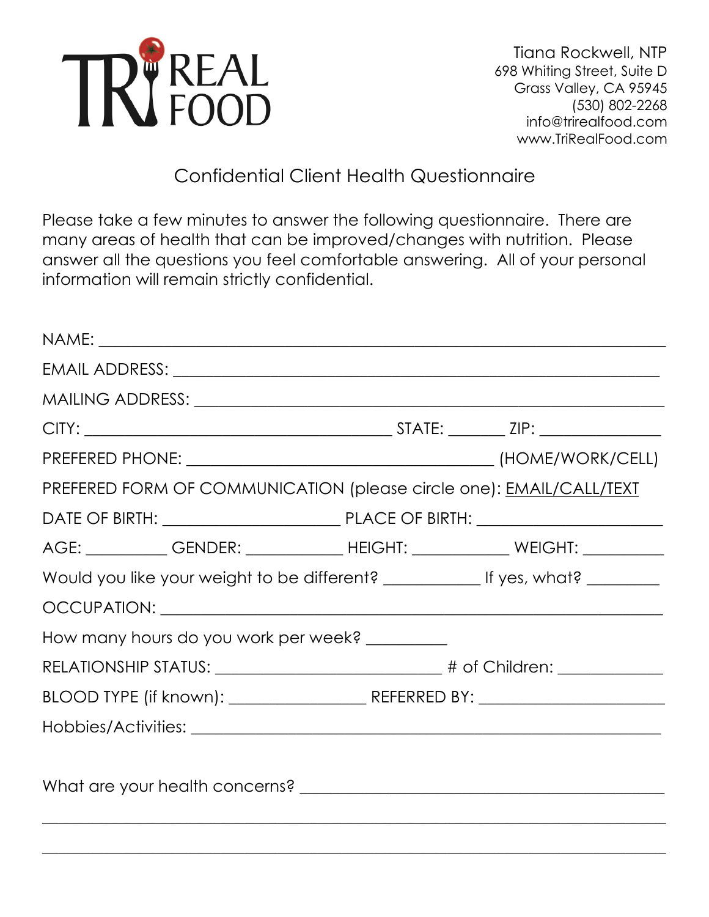TRI REAL FOOD

Tiana Rockwell, NTP
698 Whiting Street, Suite D
Grass Valley, CA 95945
(530) 802-2268
info@trirealfood.com
www.TriRealFood.com

# Confidential Client Health Questionnaire

Please take a few minutes to answer the following questionnaire. There are many areas of health that can be improved/changes with nutrition. Please answer all the questions you feel comfortable answering. All of your personal information will remain strictly confidential.

NAME: ______________________________________________________________

EMAIL ADDRESS: ______________________________________________________

MAILING ADDRESS: ____________________________________________________

CITY: ______________________________ STATE: _______ ZIP: ______________

PREFERED PHONE: ______________________________ (HOME/WORK/CELL)

PREFERED FORM OF COMMUNICATION (please circle one): EMAIL/CALL/TEXT

DATE OF BIRTH: ____________________ PLACE OF BIRTH: ____________________

AGE: _________ GENDER: ___________ HEIGHT: ___________ WEIGHT: _________

Would you like your weight to be different? ___________ If yes, what? ________

OCCUPATION: ________________________________________________________

How many hours do you work per week? _________

RELATIONSHIP STATUS: __________________________ # of Children: ___________

BLOOD TYPE (if known): ________________ REFERRED BY: ____________________

Hobbies/Activities: ____________________________________________________

What are your health concerns? __________________________________________

______________________________________________________________________

______________________________________________________________________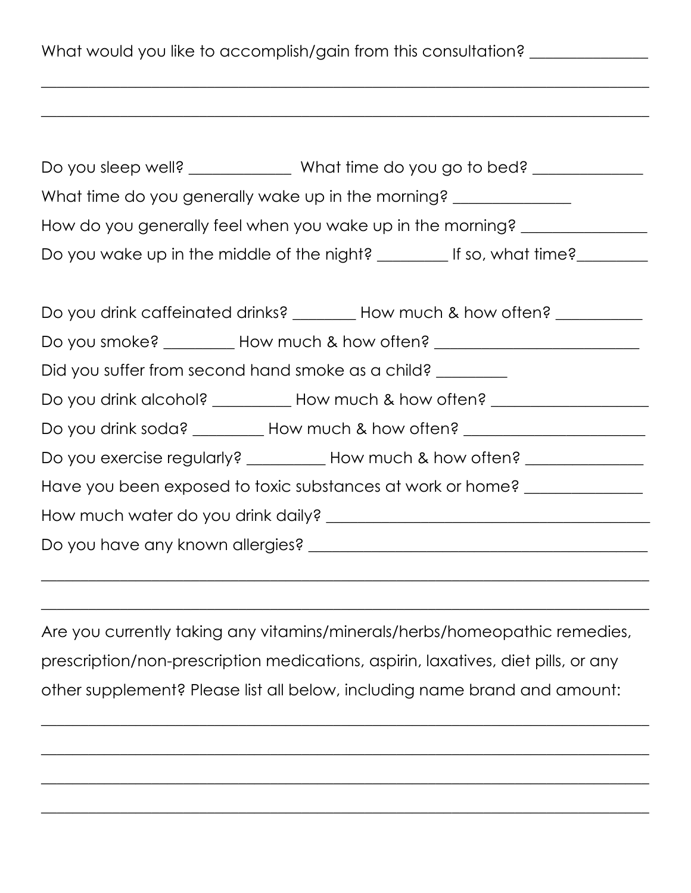What would you like to accomplish/gain from this consultation? _______________

___________________________________________________________________________

___________________________________________________________________________

Do you sleep well? _____________ What time do you go to bed? ______________

What time do you generally wake up in the morning? _______________

How do you generally feel when you wake up in the morning? ________________

Do you wake up in the middle of the night? _________ If so, what time?_________

Do you drink caffeinated drinks? ________ How much & how often? ___________

Do you smoke? _________ How much & how often? __________________________

Did you suffer from second hand smoke as a child? _________

Do you drink alcohol? __________ How much & how often? ____________________

Do you drink soda? _________ How much & how often? _______________________

Do you exercise regularly? __________ How much & how often? _______________

Have you been exposed to toxic substances at work or home? _______________

How much water do you drink daily? __________________________________________

Do you have any known allergies? ____________________________________________

___________________________________________________________________________

___________________________________________________________________________

Are you currently taking any vitamins/minerals/herbs/homeopathic remedies, prescription/non-prescription medications, aspirin, laxatives, diet pills, or any other supplement? Please list all below, including name brand and amount:

___________________________________________________________________________

___________________________________________________________________________

___________________________________________________________________________

___________________________________________________________________________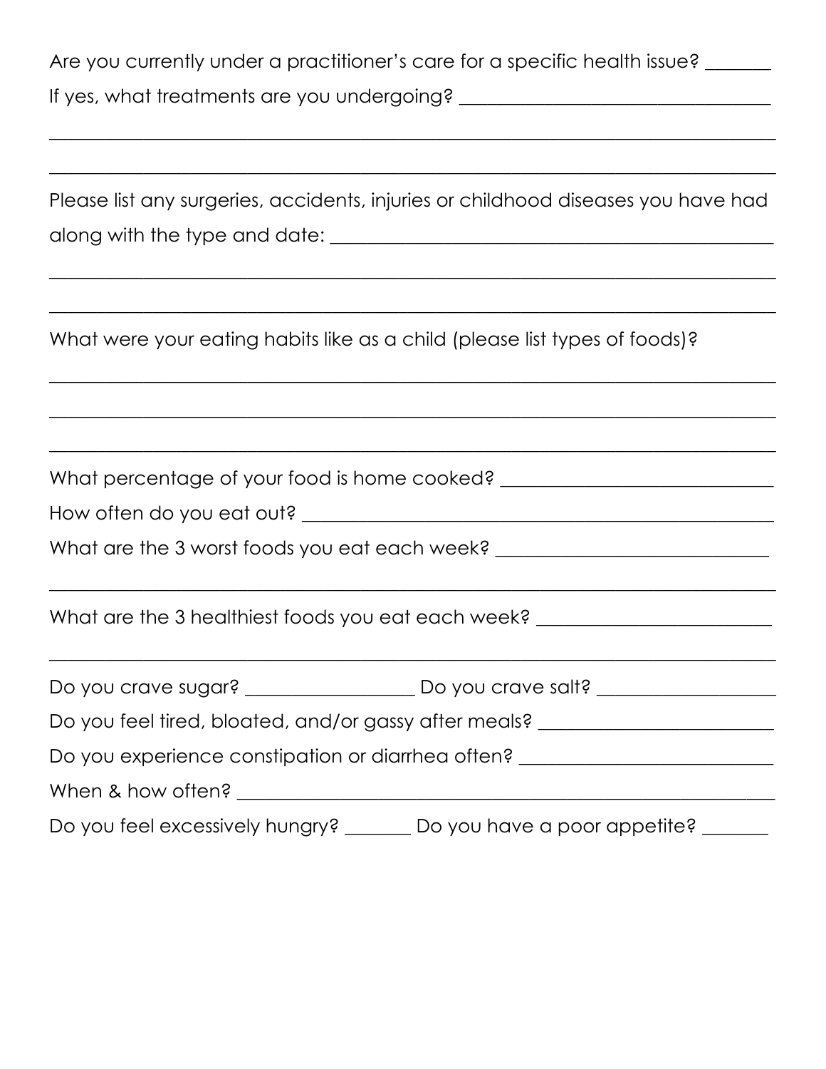Are you currently under a practitioner's care for a specific health issue? _______

If yes, what treatments are you undergoing? _________________________________

______________________________________________________________________________

______________________________________________________________________________

Please list any surgeries, accidents, injuries or childhood diseases you have had along with the type and date: _______________________________________________

______________________________________________________________________________

______________________________________________________________________________

What were your eating habits like as a child (please list types of foods)?

______________________________________________________________________________

______________________________________________________________________________

______________________________________________________________________________

What percentage of your food is home cooked? _____________________________

How often do you eat out? ___________________________________________________

What are the 3 worst foods you eat each week? _____________________________

______________________________________________________________________________

What are the 3 healthiest foods you eat each week? _________________________

______________________________________________________________________________

Do you crave sugar? __________________ Do you crave salt? ___________________

Do you feel tired, bloated, and/or gassy after meals? _________________________

Do you experience constipation or diarrhea often? __________________________

When & how often? __________________________________________________________

Do you feel excessively hungry? _______ Do you have a poor appetite? _______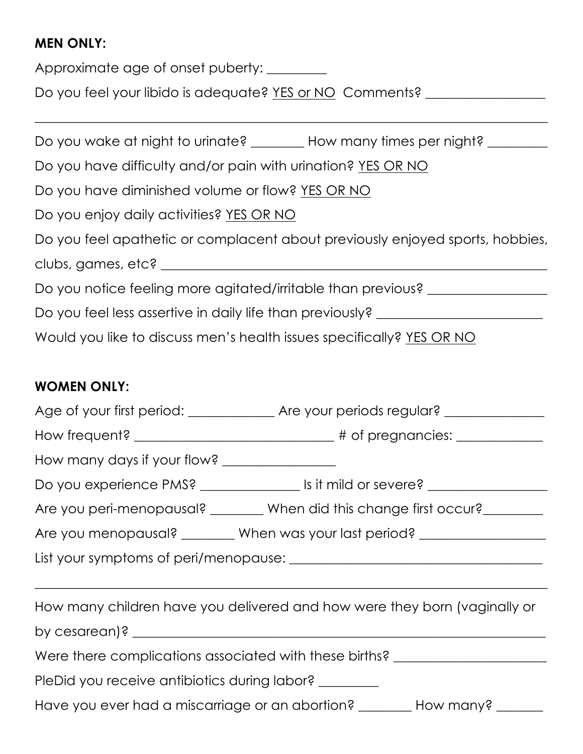**MEN ONLY:**

Approximate age of onset puberty: _________

Do you feel your libido is adequate? YES or NO  Comments? __________________

________________________________________________________________________________

Do you wake at night to urinate? ________ How many times per night? _________

Do you have difficulty and/or pain with urination? YES OR NO

Do you have diminished volume or flow? YES OR NO

Do you enjoy daily activities? YES OR NO

Do you feel apathetic or complacent about previously enjoyed sports, hobbies, clubs, games, etc? ____________________________________________________________

Do you notice feeling more agitated/irritable than previous? __________________

Do you feel less assertive in daily life than previously? _________________________

Would you like to discuss men's health issues specifically? YES OR NO

**WOMEN ONLY:**

Age of your first period: _____________ Are your periods regular? _______________

How frequent? ______________________________ # of pregnancies: _____________

How many days if your flow? _________________

Do you experience PMS? _______________ Is it mild or severe? __________________

Are you peri-menopausal? ________ When did this change first occur?_________

Are you menopausal? ________ When was your last period? ___________________

List your symptoms of peri/menopause: ______________________________________

________________________________________________________________________________

How many children have you delivered and how were they born (vaginally or by cesarean)? ______________________________________________________________

Were there complications associated with these births? _______________________

PleDid you receive antibiotics during labor? _________

Have you ever had a miscarriage or an abortion? ________ How many? _______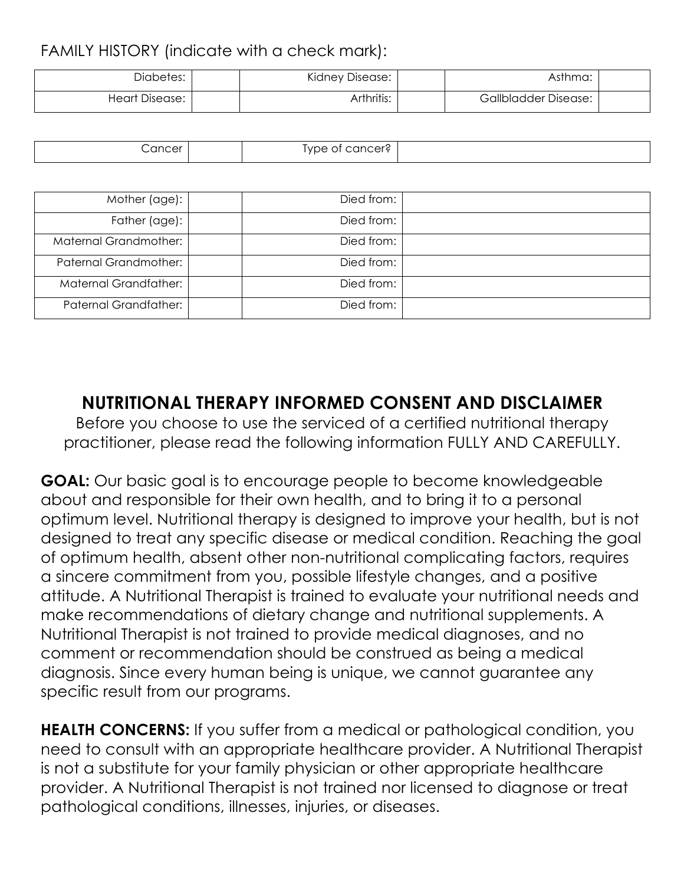FAMILY HISTORY (indicate with a check mark):

| Diabetes: | | Kidney Disease: | | Asthma: | |
|---|---|---|---|---|---|
| Heart Disease: | | Arthritis: | | Gallbladder Disease: | |

| Cancer | | Type of cancer? | |
|---|---|---|---|

| Mother (age): | | Died from: | |
|---|---|---|---|
| Father (age): | | Died from: | |
| Maternal Grandmother: | | Died from: | |
| Paternal Grandmother: | | Died from: | |
| Maternal Grandfather: | | Died from: | |
| Paternal Grandfather: | | Died from: | |

## NUTRITIONAL THERAPY INFORMED CONSENT AND DISCLAIMER

Before you choose to use the serviced of a certified nutritional therapy practitioner, please read the following information FULLY AND CAREFULLY.

**GOAL:** Our basic goal is to encourage people to become knowledgeable about and responsible for their own health, and to bring it to a personal optimum level. Nutritional therapy is designed to improve your health, but is not designed to treat any specific disease or medical condition. Reaching the goal of optimum health, absent other non-nutritional complicating factors, requires a sincere commitment from you, possible lifestyle changes, and a positive attitude. A Nutritional Therapist is trained to evaluate your nutritional needs and make recommendations of dietary change and nutritional supplements. A Nutritional Therapist is not trained to provide medical diagnoses, and no comment or recommendation should be construed as being a medical diagnosis. Since every human being is unique, we cannot guarantee any specific result from our programs.

**HEALTH CONCERNS:** If you suffer from a medical or pathological condition, you need to consult with an appropriate healthcare provider. A Nutritional Therapist is not a substitute for your family physician or other appropriate healthcare provider. A Nutritional Therapist is not trained nor licensed to diagnose or treat pathological conditions, illnesses, injuries, or diseases.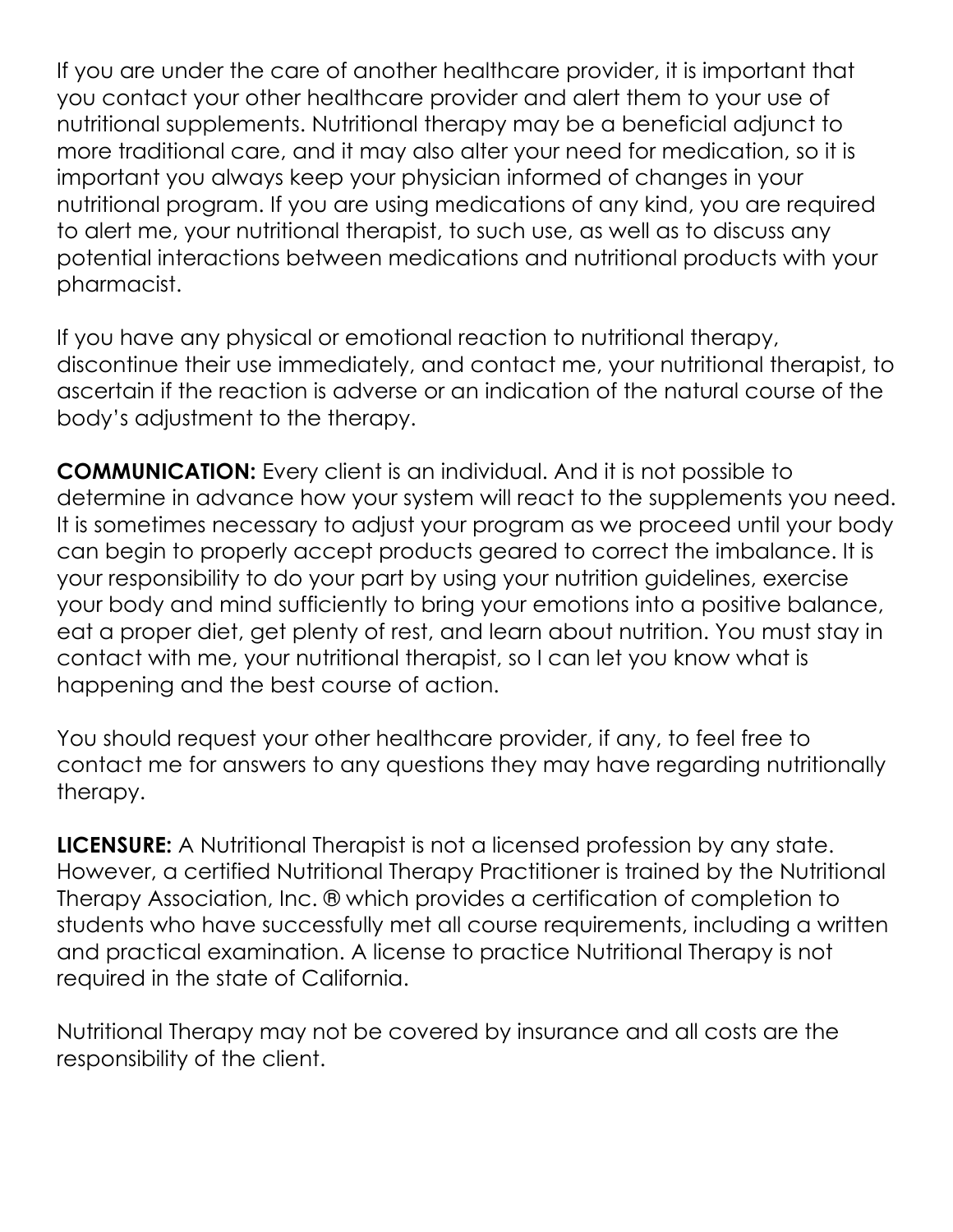If you are under the care of another healthcare provider, it is important that you contact your other healthcare provider and alert them to your use of nutritional supplements. Nutritional therapy may be a beneficial adjunct to more traditional care, and it may also alter your need for medication, so it is important you always keep your physician informed of changes in your nutritional program. If you are using medications of any kind, you are required to alert me, your nutritional therapist, to such use, as well as to discuss any potential interactions between medications and nutritional products with your pharmacist.

If you have any physical or emotional reaction to nutritional therapy, discontinue their use immediately, and contact me, your nutritional therapist, to ascertain if the reaction is adverse or an indication of the natural course of the body's adjustment to the therapy.

**COMMUNICATION:** Every client is an individual. And it is not possible to determine in advance how your system will react to the supplements you need. It is sometimes necessary to adjust your program as we proceed until your body can begin to properly accept products geared to correct the imbalance. It is your responsibility to do your part by using your nutrition guidelines, exercise your body and mind sufficiently to bring your emotions into a positive balance, eat a proper diet, get plenty of rest, and learn about nutrition. You must stay in contact with me, your nutritional therapist, so I can let you know what is happening and the best course of action.

You should request your other healthcare provider, if any, to feel free to contact me for answers to any questions they may have regarding nutritionally therapy.

**LICENSURE:** A Nutritional Therapist is not a licensed profession by any state. However, a certified Nutritional Therapy Practitioner is trained by the Nutritional Therapy Association, Inc. ® which provides a certification of completion to students who have successfully met all course requirements, including a written and practical examination. A license to practice Nutritional Therapy is not required in the state of California.

Nutritional Therapy may not be covered by insurance and all costs are the responsibility of the client.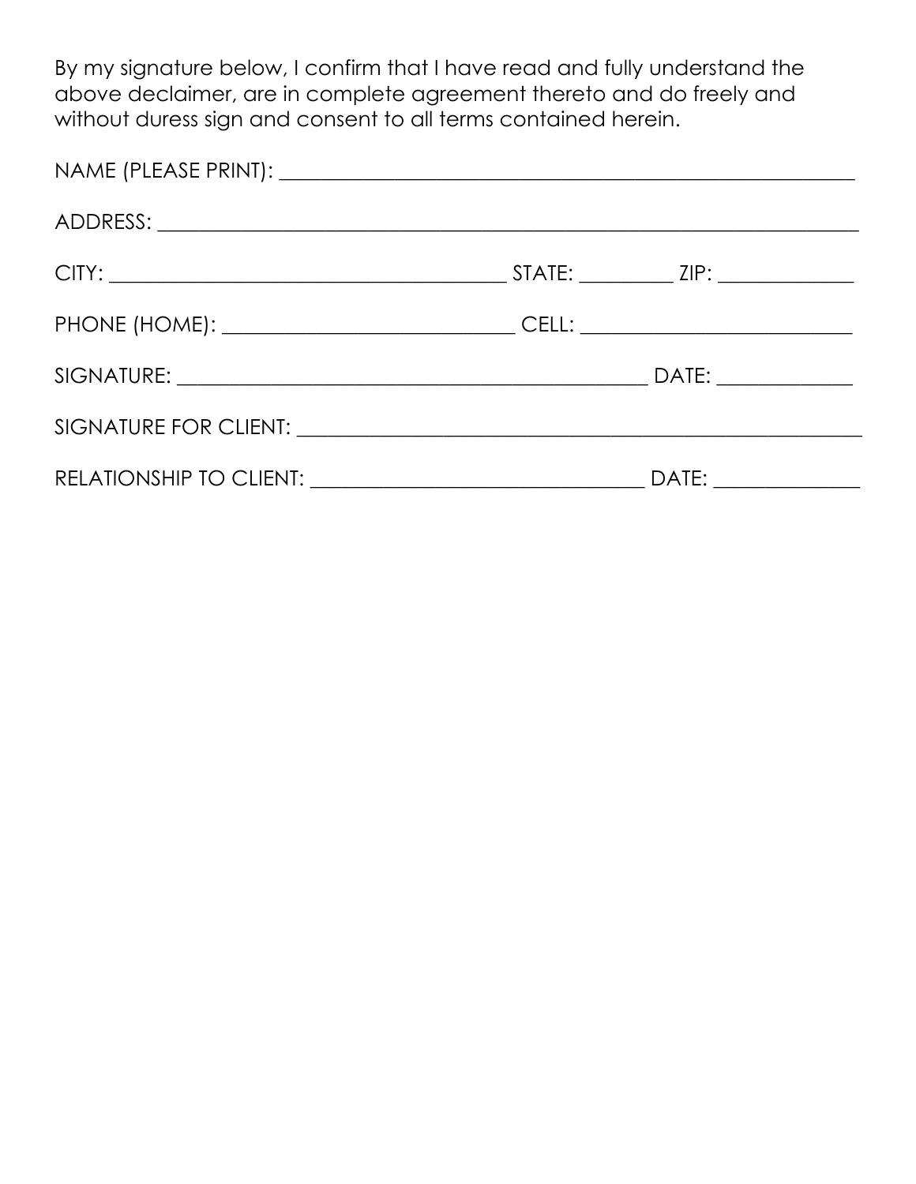By my signature below, I confirm that I have read and fully understand the above declaimer, are in complete agreement thereto and do freely and without duress sign and consent to all terms contained herein.

NAME (PLEASE PRINT): ____________________________________________________________

ADDRESS: ____________________________________________________________________

CITY: ______________________________________ STATE: _________ ZIP: _____________

PHONE (HOME): ____________________________ CELL: __________________________

SIGNATURE: ______________________________________________ DATE: _____________

SIGNATURE FOR CLIENT: ____________________________________________________

RELATIONSHIP TO CLIENT: ________________________________ DATE: ______________